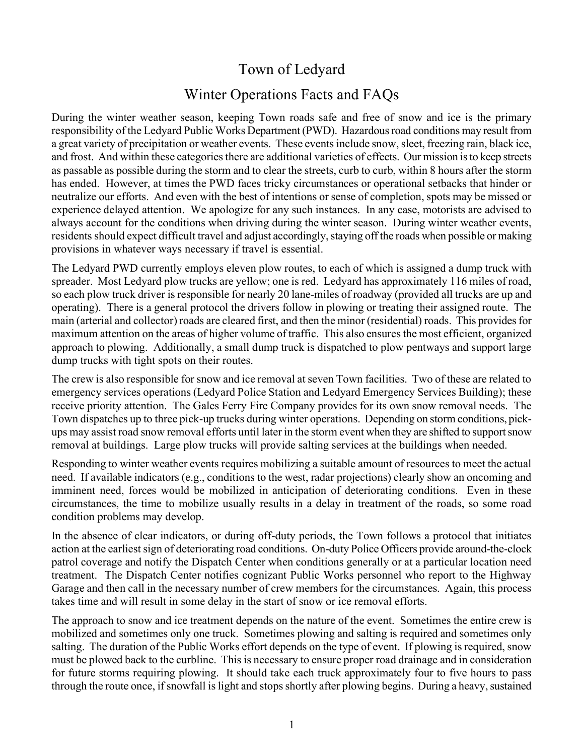# Town of Ledyard

## Winter Operations Facts and FAQs

During the winter weather season, keeping Town roads safe and free of snow and ice is the primary responsibility of the Ledyard Public Works Department (PWD). Hazardous road conditions may result from a great variety of precipitation or weather events. These events include snow, sleet, freezing rain, black ice, and frost. And within these categories there are additional varieties of effects. Our mission is to keep streets as passable as possible during the storm and to clear the streets, curb to curb, within 8 hours after the storm has ended. However, at times the PWD faces tricky circumstances or operational setbacks that hinder or neutralize our efforts. And even with the best of intentions or sense of completion, spots may be missed or experience delayed attention. We apologize for any such instances. In any case, motorists are advised to always account for the conditions when driving during the winter season. During winter weather events, residents should expect difficult travel and adjust accordingly, staying off the roads when possible or making provisions in whatever ways necessary if travel is essential.

The Ledyard PWD currently employs eleven plow routes, to each of which is assigned a dump truck with spreader. Most Ledyard plow trucks are yellow; one is red. Ledyard has approximately 116 miles of road, so each plow truck driver is responsible for nearly 20 lane-miles of roadway (provided all trucks are up and operating). There is a general protocol the drivers follow in plowing or treating their assigned route. The main (arterial and collector) roads are cleared first, and then the minor (residential) roads. This provides for maximum attention on the areas of higher volume of traffic. This also ensures the most efficient, organized approach to plowing. Additionally, a small dump truck is dispatched to plow pentways and support large dump trucks with tight spots on their routes.

The crew is also responsible for snow and ice removal at seven Town facilities. Two of these are related to emergency services operations (Ledyard Police Station and Ledyard Emergency Services Building); these receive priority attention. The Gales Ferry Fire Company provides for its own snow removal needs. The Town dispatches up to three pick-up trucks during winter operations. Depending on storm conditions, pick-ups may assist road snow removal efforts until later in the storm event when they are shifted to support snow removal at buildings. Large plow trucks will provide salting services at the buildings when needed.

Responding to winter weather events requires mobilizing a suitable amount of resources to meet the actual need. If available indicators (e.g., conditions to the west, radar projections) clearly show an oncoming and imminent need, forces would be mobilized in anticipation of deteriorating conditions. Even in these circumstances, the time to mobilize usually results in a delay in treatment of the roads, so some road condition problems may develop.

In the absence of clear indicators, or during off-duty periods, the Town follows a protocol that initiates action at the earliest sign of deteriorating road conditions. On-duty Police Officers provide around-the-clock patrol coverage and notify the Dispatch Center when conditions generally or at a particular location need treatment. The Dispatch Center notifies cognizant Public Works personnel who report to the Highway Garage and then call in the necessary number of crew members for the circumstances. Again, this process takes time and will result in some delay in the start of snow or ice removal efforts.

The approach to snow and ice treatment depends on the nature of the event. Sometimes the entire crew is mobilized and sometimes only one truck. Sometimes plowing and salting is required and sometimes only salting. The duration of the Public Works effort depends on the type of event. If plowing is required, snow must be plowed back to the curbline. This is necessary to ensure proper road drainage and in consideration for future storms requiring plowing. It should take each truck approximately four to five hours to pass through the route once, if snowfall is light and stops shortly after plowing begins. During a heavy, sustained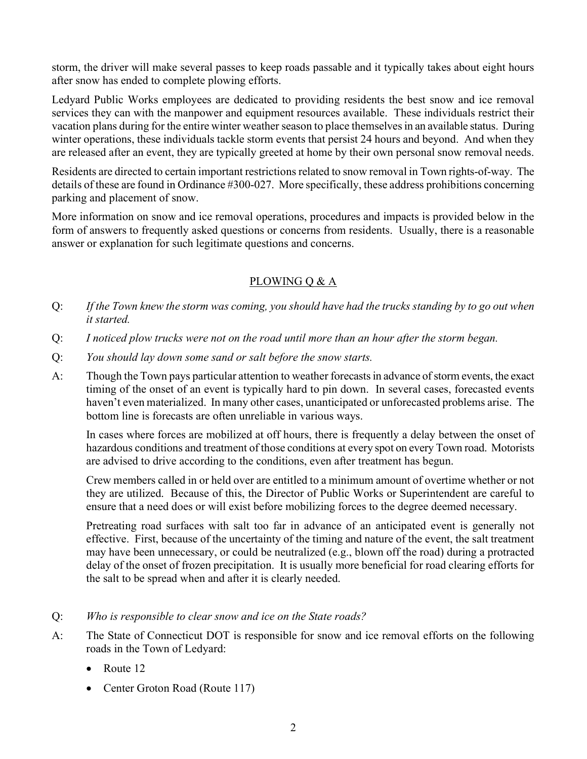storm, the driver will make several passes to keep roads passable and it typically takes about eight hours after snow has ended to complete plowing efforts.

Ledyard Public Works employees are dedicated to providing residents the best snow and ice removal services they can with the manpower and equipment resources available. These individuals restrict their vacation plans during for the entire winter weather season to place themselves in an available status. During winter operations, these individuals tackle storm events that persist 24 hours and beyond. And when they are released after an event, they are typically greeted at home by their own personal snow removal needs.

Residents are directed to certain important restrictions related to snow removal in Town rights-of-way. The details of these are found in Ordinance #300-027. More specifically, these address prohibitions concerning parking and placement of snow.

More information on snow and ice removal operations, procedures and impacts is provided below in the form of answers to frequently asked questions or concerns from residents. Usually, there is a reasonable answer or explanation for such legitimate questions and concerns.

## PLOWING Q & A

Q: *If the Town knew the storm was coming, you should have had the trucks standing by to go out when it started.*

Q: *I noticed plow trucks were not on the road until more than an hour after the storm began.*

Q: *You should lay down some sand or salt before the snow starts.*

A: Though the Town pays particular attention to weather forecasts in advance of storm events, the exact timing of the onset of an event is typically hard to pin down. In several cases, forecasted events haven't even materialized. In many other cases, unanticipated or unforecasted problems arise. The bottom line is forecasts are often unreliable in various ways.

In cases where forces are mobilized at off hours, there is frequently a delay between the onset of hazardous conditions and treatment of those conditions at every spot on every Town road. Motorists are advised to drive according to the conditions, even after treatment has begun.

Crew members called in or held over are entitled to a minimum amount of overtime whether or not they are utilized. Because of this, the Director of Public Works or Superintendent are careful to ensure that a need does or will exist before mobilizing forces to the degree deemed necessary.

Pretreating road surfaces with salt too far in advance of an anticipated event is generally not effective. First, because of the uncertainty of the timing and nature of the event, the salt treatment may have been unnecessary, or could be neutralized (e.g., blown off the road) during a protracted delay of the onset of frozen precipitation. It is usually more beneficial for road clearing efforts for the salt to be spread when and after it is clearly needed.

Q: *Who is responsible to clear snow and ice on the State roads?*

A: The State of Connecticut DOT is responsible for snow and ice removal efforts on the following roads in the Town of Ledyard:

- Route 12
- Center Groton Road (Route 117)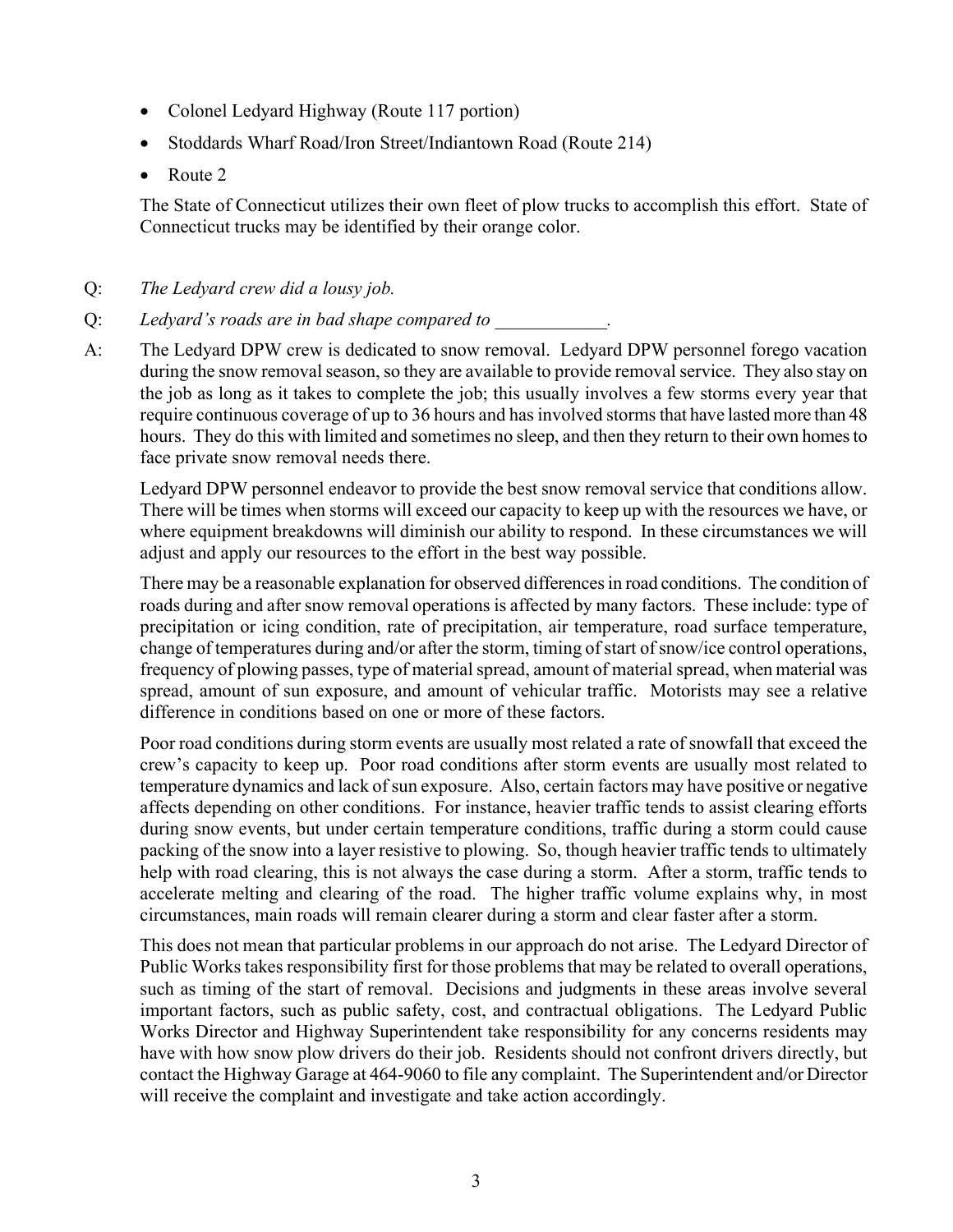- Colonel Ledyard Highway (Route 117 portion)
- Stoddards Wharf Road/Iron Street/Indiantown Road (Route 214)
- Route 2

The State of Connecticut utilizes their own fleet of plow trucks to accomplish this effort. State of Connecticut trucks may be identified by their orange color.

Q: *The Ledyard crew did a lousy job.*

Q: *Ledyard's roads are in bad shape compared to \_\_\_\_\_\_\_\_\_\_\_\_.*

A: The Ledyard DPW crew is dedicated to snow removal. Ledyard DPW personnel forego vacation during the snow removal season, so they are available to provide removal service. They also stay on the job as long as it takes to complete the job; this usually involves a few storms every year that require continuous coverage of up to 36 hours and has involved storms that have lasted more than 48 hours. They do this with limited and sometimes no sleep, and then they return to their own homes to face private snow removal needs there.

Ledyard DPW personnel endeavor to provide the best snow removal service that conditions allow. There will be times when storms will exceed our capacity to keep up with the resources we have, or where equipment breakdowns will diminish our ability to respond. In these circumstances we will adjust and apply our resources to the effort in the best way possible.

There may be a reasonable explanation for observed differences in road conditions. The condition of roads during and after snow removal operations is affected by many factors. These include: type of precipitation or icing condition, rate of precipitation, air temperature, road surface temperature, change of temperatures during and/or after the storm, timing of start of snow/ice control operations, frequency of plowing passes, type of material spread, amount of material spread, when material was spread, amount of sun exposure, and amount of vehicular traffic. Motorists may see a relative difference in conditions based on one or more of these factors.

Poor road conditions during storm events are usually most related a rate of snowfall that exceed the crew's capacity to keep up. Poor road conditions after storm events are usually most related to temperature dynamics and lack of sun exposure. Also, certain factors may have positive or negative affects depending on other conditions. For instance, heavier traffic tends to assist clearing efforts during snow events, but under certain temperature conditions, traffic during a storm could cause packing of the snow into a layer resistive to plowing. So, though heavier traffic tends to ultimately help with road clearing, this is not always the case during a storm. After a storm, traffic tends to accelerate melting and clearing of the road. The higher traffic volume explains why, in most circumstances, main roads will remain clearer during a storm and clear faster after a storm.

This does not mean that particular problems in our approach do not arise. The Ledyard Director of Public Works takes responsibility first for those problems that may be related to overall operations, such as timing of the start of removal. Decisions and judgments in these areas involve several important factors, such as public safety, cost, and contractual obligations. The Ledyard Public Works Director and Highway Superintendent take responsibility for any concerns residents may have with how snow plow drivers do their job. Residents should not confront drivers directly, but contact the Highway Garage at 464-9060 to file any complaint. The Superintendent and/or Director will receive the complaint and investigate and take action accordingly.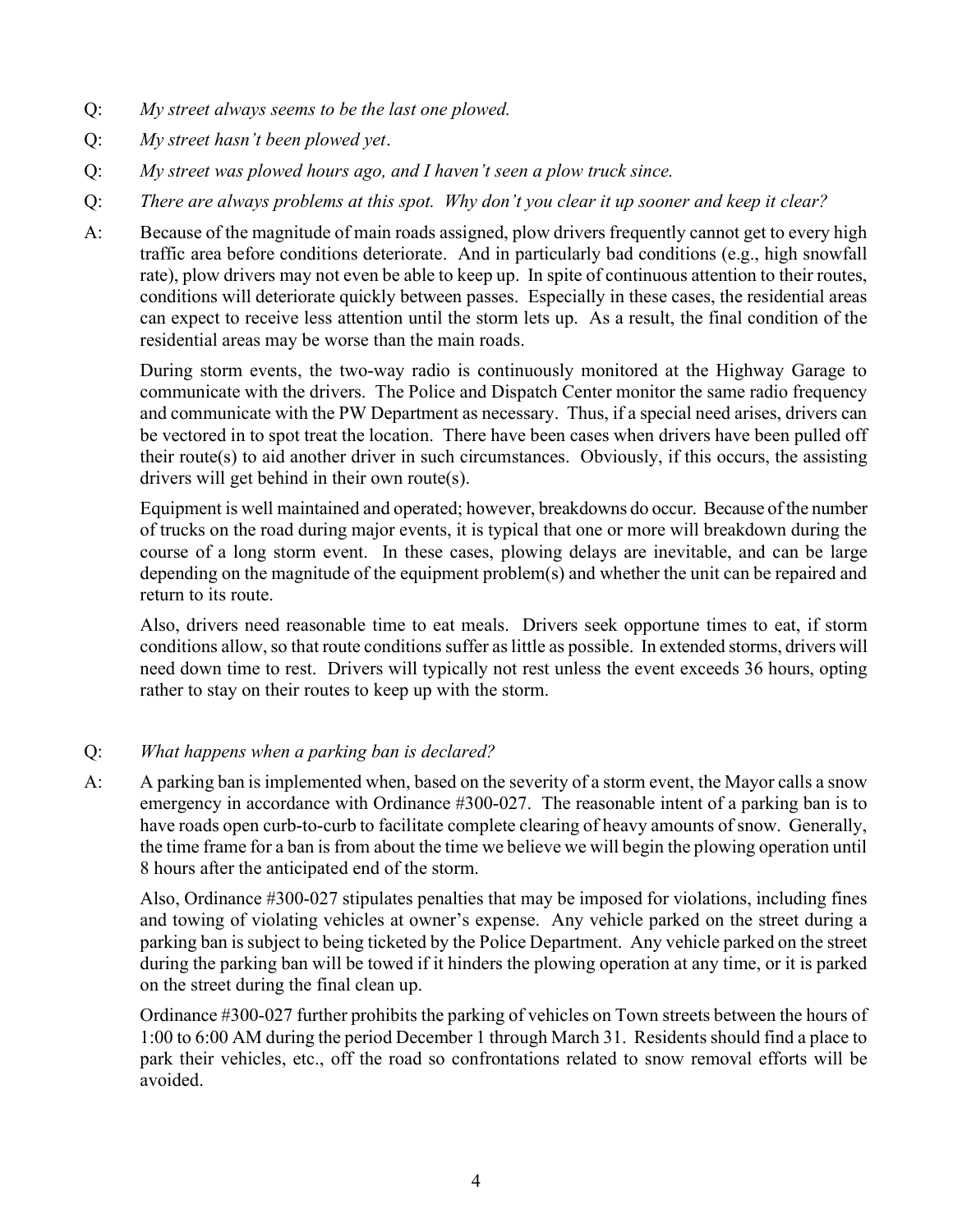Q: *My street always seems to be the last one plowed.*

Q: *My street hasn't been plowed yet*.

Q: *My street was plowed hours ago, and I haven't seen a plow truck since.*

Q: *There are always problems at this spot. Why don't you clear it up sooner and keep it clear?*

A: Because of the magnitude of main roads assigned, plow drivers frequently cannot get to every high traffic area before conditions deteriorate. And in particularly bad conditions (e.g., high snowfall rate), plow drivers may not even be able to keep up. In spite of continuous attention to their routes, conditions will deteriorate quickly between passes. Especially in these cases, the residential areas can expect to receive less attention until the storm lets up. As a result, the final condition of the residential areas may be worse than the main roads.

During storm events, the two-way radio is continuously monitored at the Highway Garage to communicate with the drivers. The Police and Dispatch Center monitor the same radio frequency and communicate with the PW Department as necessary. Thus, if a special need arises, drivers can be vectored in to spot treat the location. There have been cases when drivers have been pulled off their route(s) to aid another driver in such circumstances. Obviously, if this occurs, the assisting drivers will get behind in their own route(s).

Equipment is well maintained and operated; however, breakdowns do occur. Because of the number of trucks on the road during major events, it is typical that one or more will breakdown during the course of a long storm event. In these cases, plowing delays are inevitable, and can be large depending on the magnitude of the equipment problem(s) and whether the unit can be repaired and return to its route.

Also, drivers need reasonable time to eat meals. Drivers seek opportune times to eat, if storm conditions allow, so that route conditions suffer as little as possible. In extended storms, drivers will need down time to rest. Drivers will typically not rest unless the event exceeds 36 hours, opting rather to stay on their routes to keep up with the storm.

Q: *What happens when a parking ban is declared?*

A: A parking ban is implemented when, based on the severity of a storm event, the Mayor calls a snow emergency in accordance with Ordinance #300-027. The reasonable intent of a parking ban is to have roads open curb-to-curb to facilitate complete clearing of heavy amounts of snow. Generally, the time frame for a ban is from about the time we believe we will begin the plowing operation until 8 hours after the anticipated end of the storm.

Also, Ordinance #300-027 stipulates penalties that may be imposed for violations, including fines and towing of violating vehicles at owner's expense. Any vehicle parked on the street during a parking ban is subject to being ticketed by the Police Department. Any vehicle parked on the street during the parking ban will be towed if it hinders the plowing operation at any time, or it is parked on the street during the final clean up.

Ordinance #300-027 further prohibits the parking of vehicles on Town streets between the hours of 1:00 to 6:00 AM during the period December 1 through March 31. Residents should find a place to park their vehicles, etc., off the road so confrontations related to snow removal efforts will be avoided.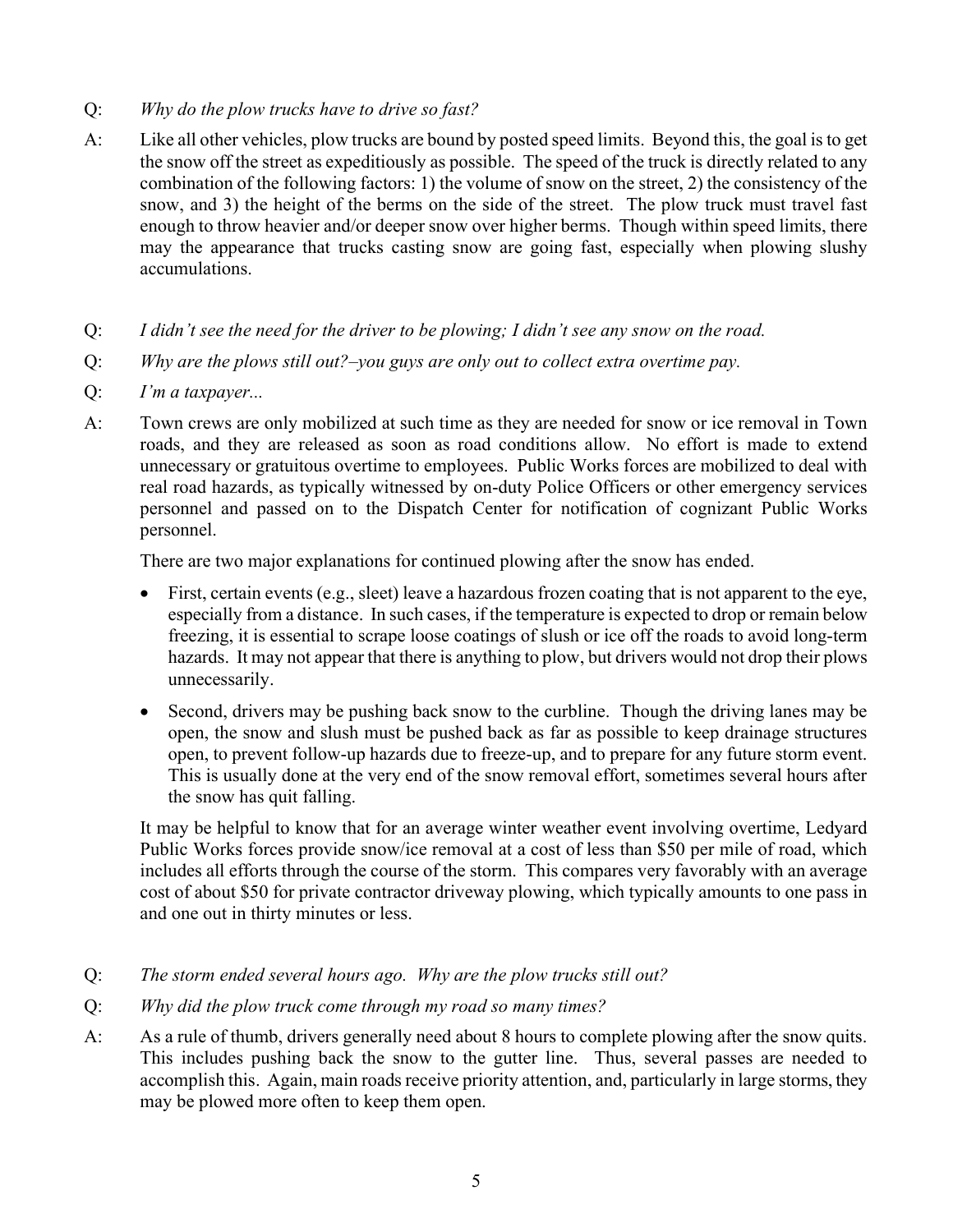Q: *Why do the plow trucks have to drive so fast?*

A: Like all other vehicles, plow trucks are bound by posted speed limits. Beyond this, the goal is to get the snow off the street as expeditiously as possible. The speed of the truck is directly related to any combination of the following factors: 1) the volume of snow on the street, 2) the consistency of the snow, and 3) the height of the berms on the side of the street. The plow truck must travel fast enough to throw heavier and/or deeper snow over higher berms. Though within speed limits, there may the appearance that trucks casting snow are going fast, especially when plowing slushy accumulations.

Q: *I didn't see the need for the driver to be plowing; I didn't see any snow on the road.*

Q: *Why are the plows still out?–you guys are only out to collect extra overtime pay.*

Q: *I'm a taxpayer...*

A: Town crews are only mobilized at such time as they are needed for snow or ice removal in Town roads, and they are released as soon as road conditions allow. No effort is made to extend unnecessary or gratuitous overtime to employees. Public Works forces are mobilized to deal with real road hazards, as typically witnessed by on-duty Police Officers or other emergency services personnel and passed on to the Dispatch Center for notification of cognizant Public Works personnel.

There are two major explanations for continued plowing after the snow has ended.

- First, certain events (e.g., sleet) leave a hazardous frozen coating that is not apparent to the eye, especially from a distance. In such cases, if the temperature is expected to drop or remain below freezing, it is essential to scrape loose coatings of slush or ice off the roads to avoid long-term hazards. It may not appear that there is anything to plow, but drivers would not drop their plows unnecessarily.
- Second, drivers may be pushing back snow to the curbline. Though the driving lanes may be open, the snow and slush must be pushed back as far as possible to keep drainage structures open, to prevent follow-up hazards due to freeze-up, and to prepare for any future storm event. This is usually done at the very end of the snow removal effort, sometimes several hours after the snow has quit falling.

It may be helpful to know that for an average winter weather event involving overtime, Ledyard Public Works forces provide snow/ice removal at a cost of less than $50 per mile of road, which includes all efforts through the course of the storm. This compares very favorably with an average cost of about $50 for private contractor driveway plowing, which typically amounts to one pass in and one out in thirty minutes or less.

Q: *The storm ended several hours ago. Why are the plow trucks still out?*

Q: *Why did the plow truck come through my road so many times?*

A: As a rule of thumb, drivers generally need about 8 hours to complete plowing after the snow quits. This includes pushing back the snow to the gutter line. Thus, several passes are needed to accomplish this. Again, main roads receive priority attention, and, particularly in large storms, they may be plowed more often to keep them open.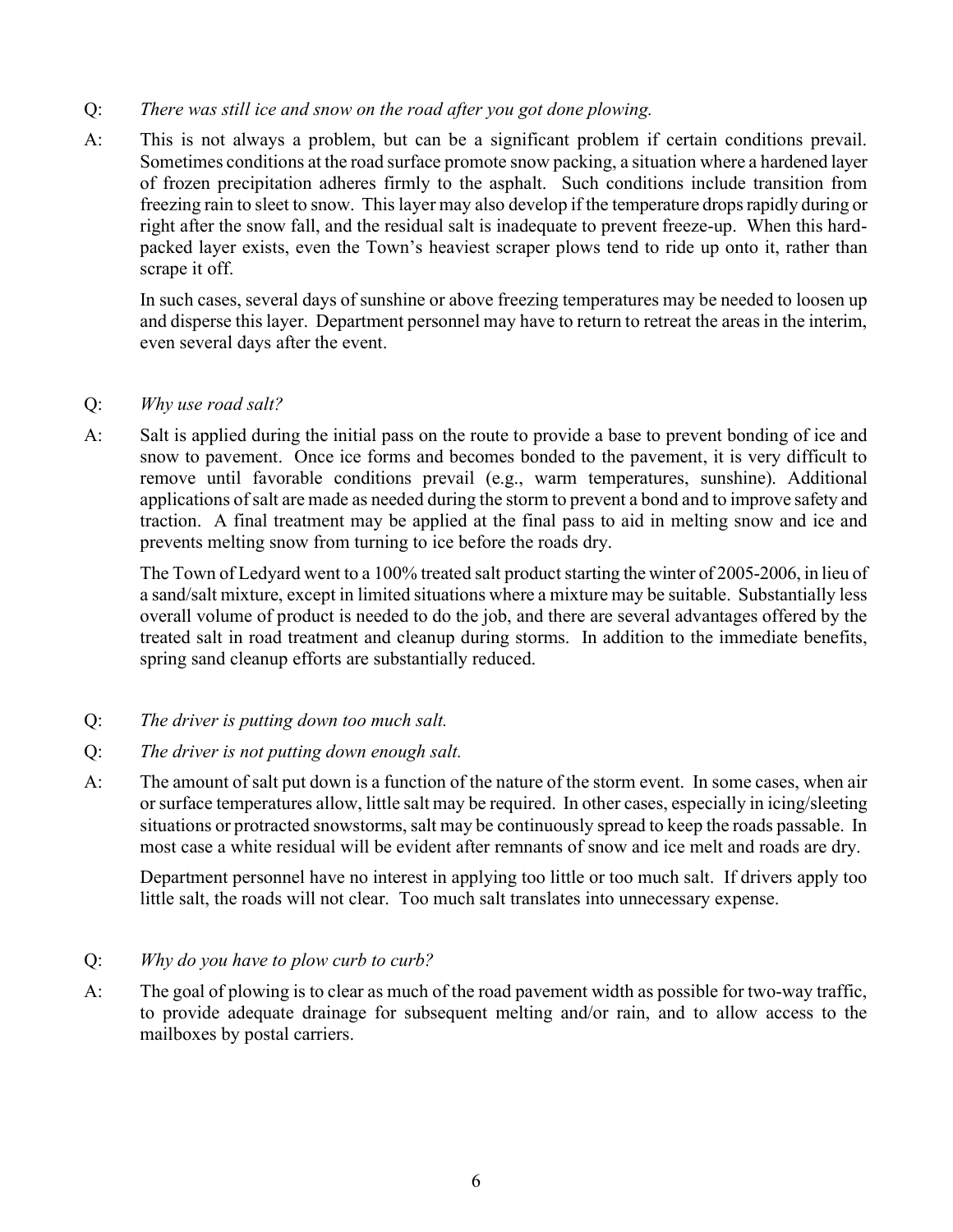Q: *There was still ice and snow on the road after you got done plowing.*

A: This is not always a problem, but can be a significant problem if certain conditions prevail. Sometimes conditions at the road surface promote snow packing, a situation where a hardened layer of frozen precipitation adheres firmly to the asphalt. Such conditions include transition from freezing rain to sleet to snow. This layer may also develop if the temperature drops rapidly during or right after the snow fall, and the residual salt is inadequate to prevent freeze-up. When this hard-packed layer exists, even the Town's heaviest scraper plows tend to ride up onto it, rather than scrape it off.

In such cases, several days of sunshine or above freezing temperatures may be needed to loosen up and disperse this layer. Department personnel may have to return to retreat the areas in the interim, even several days after the event.

Q: *Why use road salt?*

A: Salt is applied during the initial pass on the route to provide a base to prevent bonding of ice and snow to pavement. Once ice forms and becomes bonded to the pavement, it is very difficult to remove until favorable conditions prevail (e.g., warm temperatures, sunshine). Additional applications of salt are made as needed during the storm to prevent a bond and to improve safety and traction. A final treatment may be applied at the final pass to aid in melting snow and ice and prevents melting snow from turning to ice before the roads dry.

The Town of Ledyard went to a 100% treated salt product starting the winter of 2005-2006, in lieu of a sand/salt mixture, except in limited situations where a mixture may be suitable. Substantially less overall volume of product is needed to do the job, and there are several advantages offered by the treated salt in road treatment and cleanup during storms. In addition to the immediate benefits, spring sand cleanup efforts are substantially reduced.

Q: *The driver is putting down too much salt.*

Q: *The driver is not putting down enough salt.*

A: The amount of salt put down is a function of the nature of the storm event. In some cases, when air or surface temperatures allow, little salt may be required. In other cases, especially in icing/sleeting situations or protracted snowstorms, salt may be continuously spread to keep the roads passable. In most case a white residual will be evident after remnants of snow and ice melt and roads are dry.

Department personnel have no interest in applying too little or too much salt. If drivers apply too little salt, the roads will not clear. Too much salt translates into unnecessary expense.

Q: *Why do you have to plow curb to curb?*

A: The goal of plowing is to clear as much of the road pavement width as possible for two-way traffic, to provide adequate drainage for subsequent melting and/or rain, and to allow access to the mailboxes by postal carriers.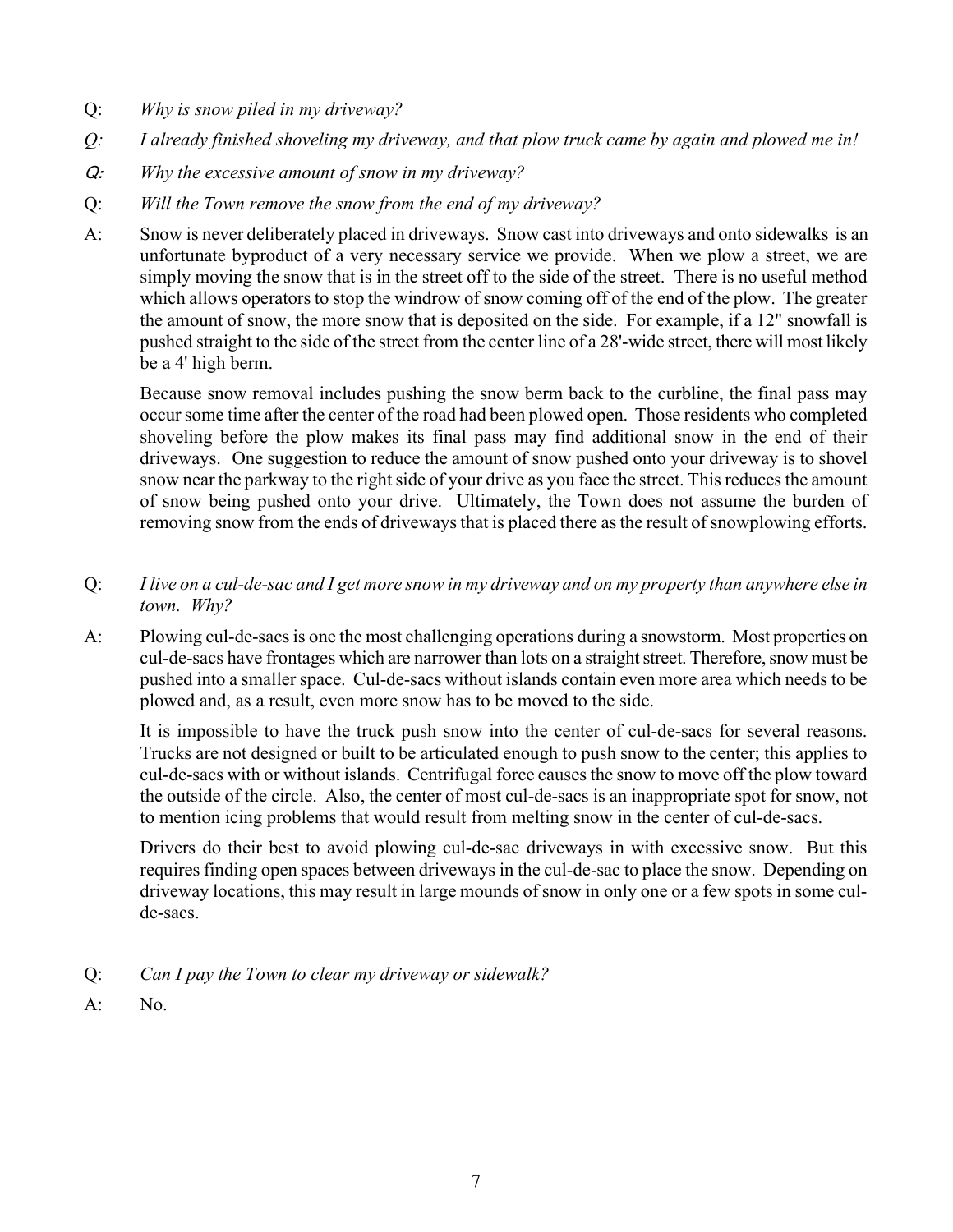Q: *Why is snow piled in my driveway?*

Q: *I already finished shoveling my driveway, and that plow truck came by again and plowed me in!*

Q: *Why the excessive amount of snow in my driveway?*

Q: *Will the Town remove the snow from the end of my driveway?*

A: Snow is never deliberately placed in driveways. Snow cast into driveways and onto sidewalks is an unfortunate byproduct of a very necessary service we provide. When we plow a street, we are simply moving the snow that is in the street off to the side of the street. There is no useful method which allows operators to stop the windrow of snow coming off of the end of the plow. The greater the amount of snow, the more snow that is deposited on the side. For example, if a 12" snowfall is pushed straight to the side of the street from the center line of a 28'-wide street, there will most likely be a 4' high berm.

Because snow removal includes pushing the snow berm back to the curbline, the final pass may occur some time after the center of the road had been plowed open. Those residents who completed shoveling before the plow makes its final pass may find additional snow in the end of their driveways. One suggestion to reduce the amount of snow pushed onto your driveway is to shovel snow near the parkway to the right side of your drive as you face the street. This reduces the amount of snow being pushed onto your drive. Ultimately, the Town does not assume the burden of removing snow from the ends of driveways that is placed there as the result of snowplowing efforts.

Q: *I live on a cul-de-sac and I get more snow in my driveway and on my property than anywhere else in town. Why?*

A: Plowing cul-de-sacs is one the most challenging operations during a snowstorm. Most properties on cul-de-sacs have frontages which are narrower than lots on a straight street. Therefore, snow must be pushed into a smaller space. Cul-de-sacs without islands contain even more area which needs to be plowed and, as a result, even more snow has to be moved to the side.

It is impossible to have the truck push snow into the center of cul-de-sacs for several reasons. Trucks are not designed or built to be articulated enough to push snow to the center; this applies to cul-de-sacs with or without islands. Centrifugal force causes the snow to move off the plow toward the outside of the circle. Also, the center of most cul-de-sacs is an inappropriate spot for snow, not to mention icing problems that would result from melting snow in the center of cul-de-sacs.

Drivers do their best to avoid plowing cul-de-sac driveways in with excessive snow. But this requires finding open spaces between driveways in the cul-de-sac to place the snow. Depending on driveway locations, this may result in large mounds of snow in only one or a few spots in some cul-de-sacs.

Q: *Can I pay the Town to clear my driveway or sidewalk?*

A: No.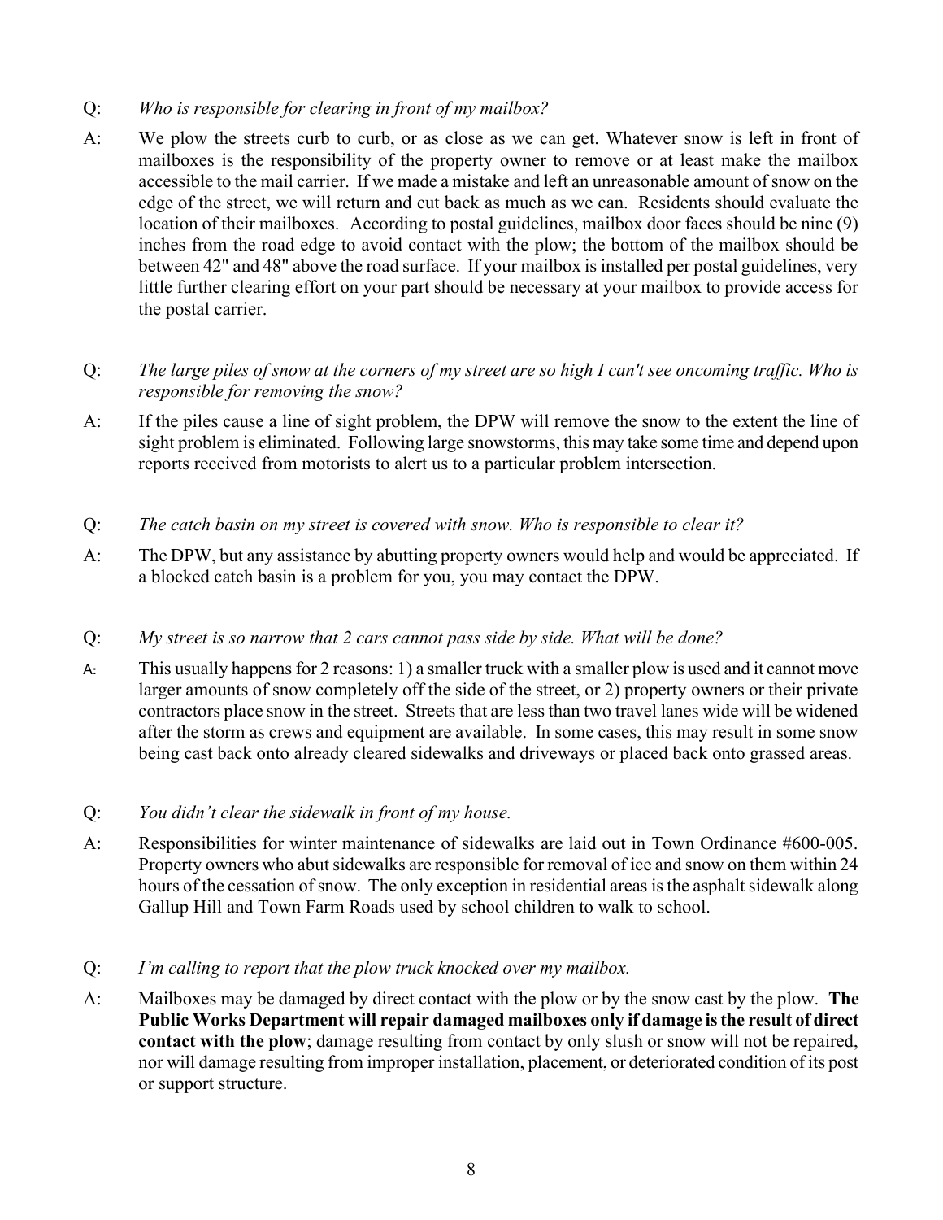Q: *Who is responsible for clearing in front of my mailbox?*

A: We plow the streets curb to curb, or as close as we can get. Whatever snow is left in front of mailboxes is the responsibility of the property owner to remove or at least make the mailbox accessible to the mail carrier. If we made a mistake and left an unreasonable amount of snow on the edge of the street, we will return and cut back as much as we can. Residents should evaluate the location of their mailboxes. According to postal guidelines, mailbox door faces should be nine (9) inches from the road edge to avoid contact with the plow; the bottom of the mailbox should be between 42" and 48" above the road surface. If your mailbox is installed per postal guidelines, very little further clearing effort on your part should be necessary at your mailbox to provide access for the postal carrier.

Q: *The large piles of snow at the corners of my street are so high I can't see oncoming traffic. Who is responsible for removing the snow?*

A: If the piles cause a line of sight problem, the DPW will remove the snow to the extent the line of sight problem is eliminated. Following large snowstorms, this may take some time and depend upon reports received from motorists to alert us to a particular problem intersection.

Q: *The catch basin on my street is covered with snow. Who is responsible to clear it?*

A: The DPW, but any assistance by abutting property owners would help and would be appreciated. If a blocked catch basin is a problem for you, you may contact the DPW.

Q: *My street is so narrow that 2 cars cannot pass side by side. What will be done?*

A: This usually happens for 2 reasons: 1) a smaller truck with a smaller plow is used and it cannot move larger amounts of snow completely off the side of the street, or 2) property owners or their private contractors place snow in the street. Streets that are less than two travel lanes wide will be widened after the storm as crews and equipment are available. In some cases, this may result in some snow being cast back onto already cleared sidewalks and driveways or placed back onto grassed areas.

Q: *You didn't clear the sidewalk in front of my house.*

A: Responsibilities for winter maintenance of sidewalks are laid out in Town Ordinance #600-005. Property owners who abut sidewalks are responsible for removal of ice and snow on them within 24 hours of the cessation of snow. The only exception in residential areas is the asphalt sidewalk along Gallup Hill and Town Farm Roads used by school children to walk to school.

Q: *I'm calling to report that the plow truck knocked over my mailbox.*

A: Mailboxes may be damaged by direct contact with the plow or by the snow cast by the plow. **The Public Works Department will repair damaged mailboxes only if damage is the result of direct contact with the plow**; damage resulting from contact by only slush or snow will not be repaired, nor will damage resulting from improper installation, placement, or deteriorated condition of its post or support structure.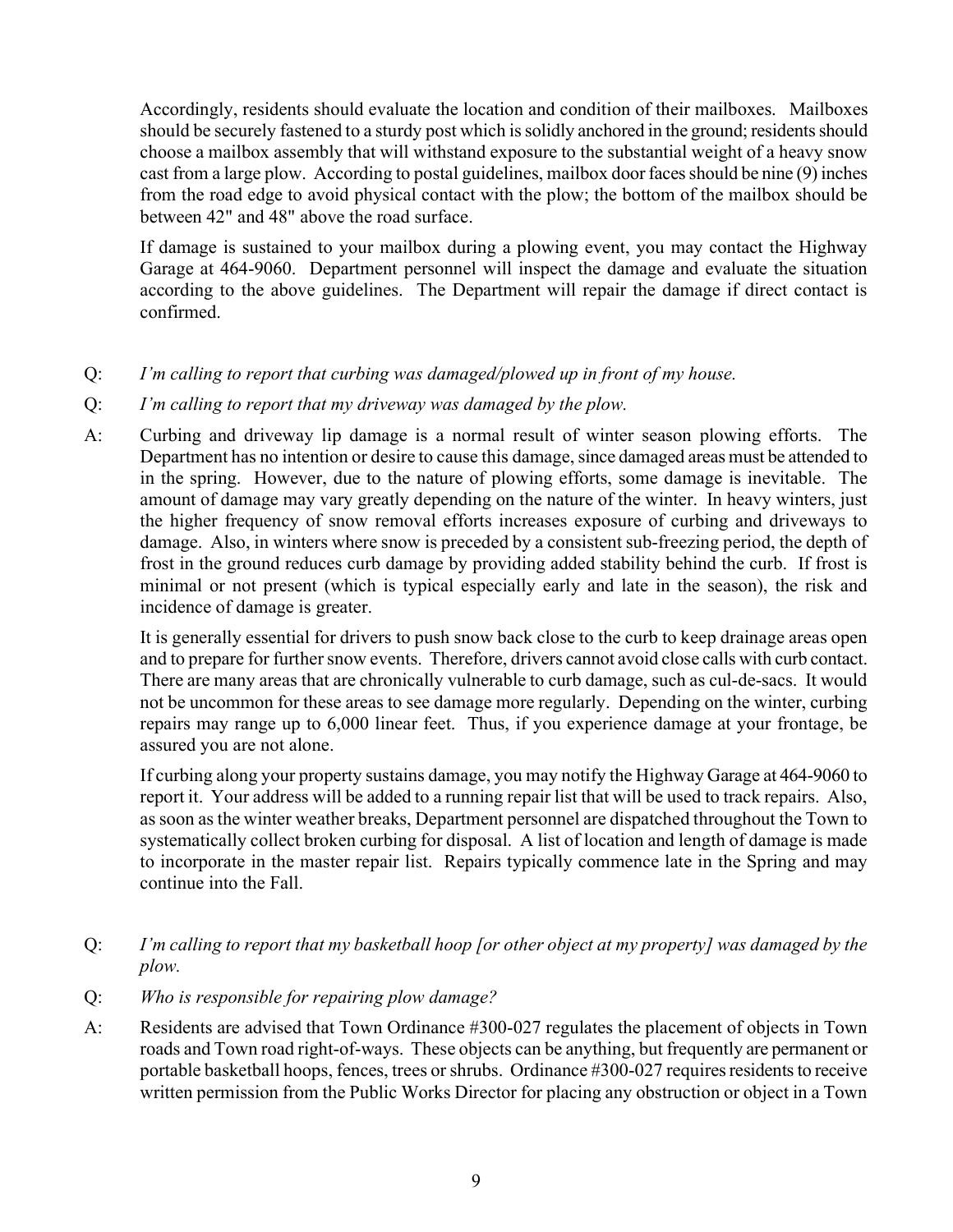Accordingly, residents should evaluate the location and condition of their mailboxes. Mailboxes should be securely fastened to a sturdy post which is solidly anchored in the ground; residents should choose a mailbox assembly that will withstand exposure to the substantial weight of a heavy snow cast from a large plow. According to postal guidelines, mailbox door faces should be nine (9) inches from the road edge to avoid physical contact with the plow; the bottom of the mailbox should be between 42" and 48" above the road surface.

If damage is sustained to your mailbox during a plowing event, you may contact the Highway Garage at 464-9060. Department personnel will inspect the damage and evaluate the situation according to the above guidelines. The Department will repair the damage if direct contact is confirmed.

Q: *I'm calling to report that curbing was damaged/plowed up in front of my house.*

Q: *I'm calling to report that my driveway was damaged by the plow.*

A: Curbing and driveway lip damage is a normal result of winter season plowing efforts. The Department has no intention or desire to cause this damage, since damaged areas must be attended to in the spring. However, due to the nature of plowing efforts, some damage is inevitable. The amount of damage may vary greatly depending on the nature of the winter. In heavy winters, just the higher frequency of snow removal efforts increases exposure of curbing and driveways to damage. Also, in winters where snow is preceded by a consistent sub-freezing period, the depth of frost in the ground reduces curb damage by providing added stability behind the curb. If frost is minimal or not present (which is typical especially early and late in the season), the risk and incidence of damage is greater.

It is generally essential for drivers to push snow back close to the curb to keep drainage areas open and to prepare for further snow events. Therefore, drivers cannot avoid close calls with curb contact. There are many areas that are chronically vulnerable to curb damage, such as cul-de-sacs. It would not be uncommon for these areas to see damage more regularly. Depending on the winter, curbing repairs may range up to 6,000 linear feet. Thus, if you experience damage at your frontage, be assured you are not alone.

If curbing along your property sustains damage, you may notify the Highway Garage at 464-9060 to report it. Your address will be added to a running repair list that will be used to track repairs. Also, as soon as the winter weather breaks, Department personnel are dispatched throughout the Town to systematically collect broken curbing for disposal. A list of location and length of damage is made to incorporate in the master repair list. Repairs typically commence late in the Spring and may continue into the Fall.

Q: *I'm calling to report that my basketball hoop [or other object at my property] was damaged by the plow.*

Q: *Who is responsible for repairing plow damage?*

A: Residents are advised that Town Ordinance #300-027 regulates the placement of objects in Town roads and Town road right-of-ways. These objects can be anything, but frequently are permanent or portable basketball hoops, fences, trees or shrubs. Ordinance #300-027 requires residents to receive written permission from the Public Works Director for placing any obstruction or object in a Town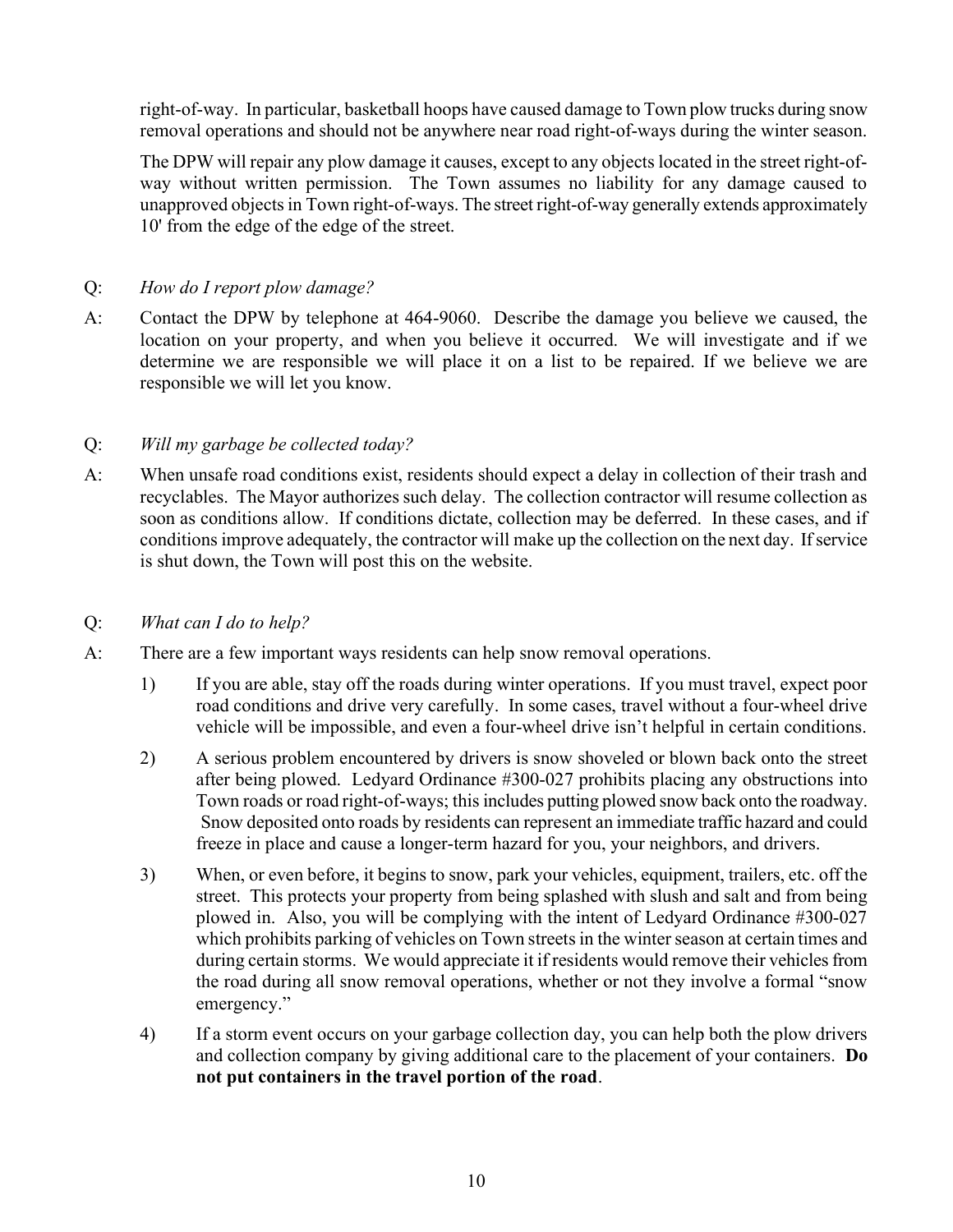right-of-way. In particular, basketball hoops have caused damage to Town plow trucks during snow removal operations and should not be anywhere near road right-of-ways during the winter season.

The DPW will repair any plow damage it causes, except to any objects located in the street right-of-way without written permission. The Town assumes no liability for any damage caused to unapproved objects in Town right-of-ways. The street right-of-way generally extends approximately 10' from the edge of the edge of the street.

Q: *How do I report plow damage?*

A: Contact the DPW by telephone at 464-9060. Describe the damage you believe we caused, the location on your property, and when you believe it occurred. We will investigate and if we determine we are responsible we will place it on a list to be repaired. If we believe we are responsible we will let you know.

Q: *Will my garbage be collected today?*

A: When unsafe road conditions exist, residents should expect a delay in collection of their trash and recyclables. The Mayor authorizes such delay. The collection contractor will resume collection as soon as conditions allow. If conditions dictate, collection may be deferred. In these cases, and if conditions improve adequately, the contractor will make up the collection on the next day. If service is shut down, the Town will post this on the website.

Q: *What can I do to help?*

A: There are a few important ways residents can help snow removal operations.

1) If you are able, stay off the roads during winter operations. If you must travel, expect poor road conditions and drive very carefully. In some cases, travel without a four-wheel drive vehicle will be impossible, and even a four-wheel drive isn't helpful in certain conditions.

2) A serious problem encountered by drivers is snow shoveled or blown back onto the street after being plowed. Ledyard Ordinance #300-027 prohibits placing any obstructions into Town roads or road right-of-ways; this includes putting plowed snow back onto the roadway. Snow deposited onto roads by residents can represent an immediate traffic hazard and could freeze in place and cause a longer-term hazard for you, your neighbors, and drivers.

3) When, or even before, it begins to snow, park your vehicles, equipment, trailers, etc. off the street. This protects your property from being splashed with slush and salt and from being plowed in. Also, you will be complying with the intent of Ledyard Ordinance #300-027 which prohibits parking of vehicles on Town streets in the winter season at certain times and during certain storms. We would appreciate it if residents would remove their vehicles from the road during all snow removal operations, whether or not they involve a formal "snow emergency."

4) If a storm event occurs on your garbage collection day, you can help both the plow drivers and collection company by giving additional care to the placement of your containers. **Do not put containers in the travel portion of the road**.